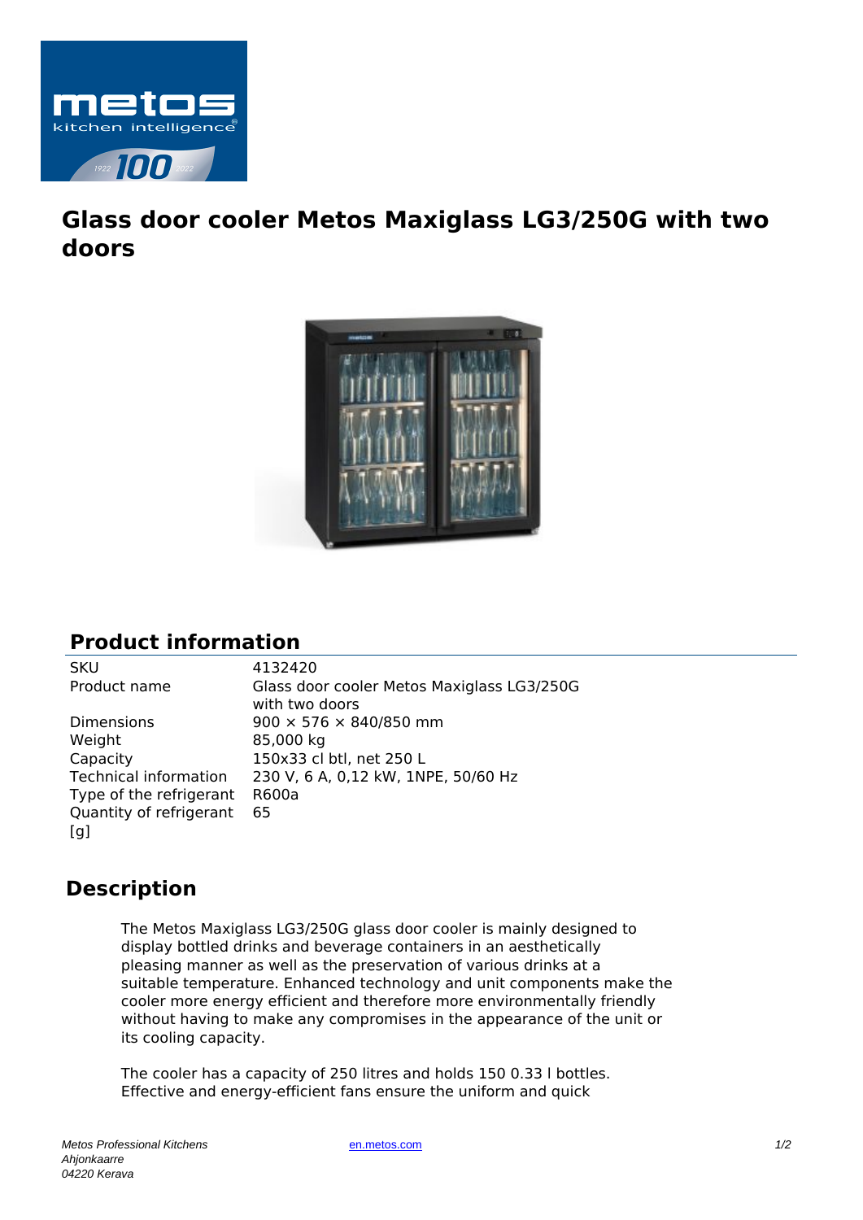# Glass door cooler Metos Maxiglass LG3/250G with two doors

## Product information

| | |
|---|---|
| SKU | 4132420 |
| Product name | Glass door cooler Metos Maxiglass LG3/250G with two doors |
| Dimensions | 900 × 576 × 840/850 mm |
| Weight | 85,000 kg |
| Capacity | 150x33 cl btl, net 250 L |
| Technical information | 230 V, 6 A, 0,12 kW, 1NPE, 50/60 Hz |
| Type of the refrigerant | R600a |
| Quantity of refrigerant [g] | 65 |

## Description

The Metos Maxiglass LG3/250G glass door cooler is mainly designed to display bottled drinks and beverage containers in an aesthetically pleasing manner as well as the preservation of various drinks at a suitable temperature. Enhanced technology and unit components make the cooler more energy efficient and therefore more environmentally friendly without having to make any compromises in the appearance of the unit or its cooling capacity.

The cooler has a capacity of 250 litres and holds 150 0.33 l bottles. Effective and energy-efficient fans ensure the uniform and quick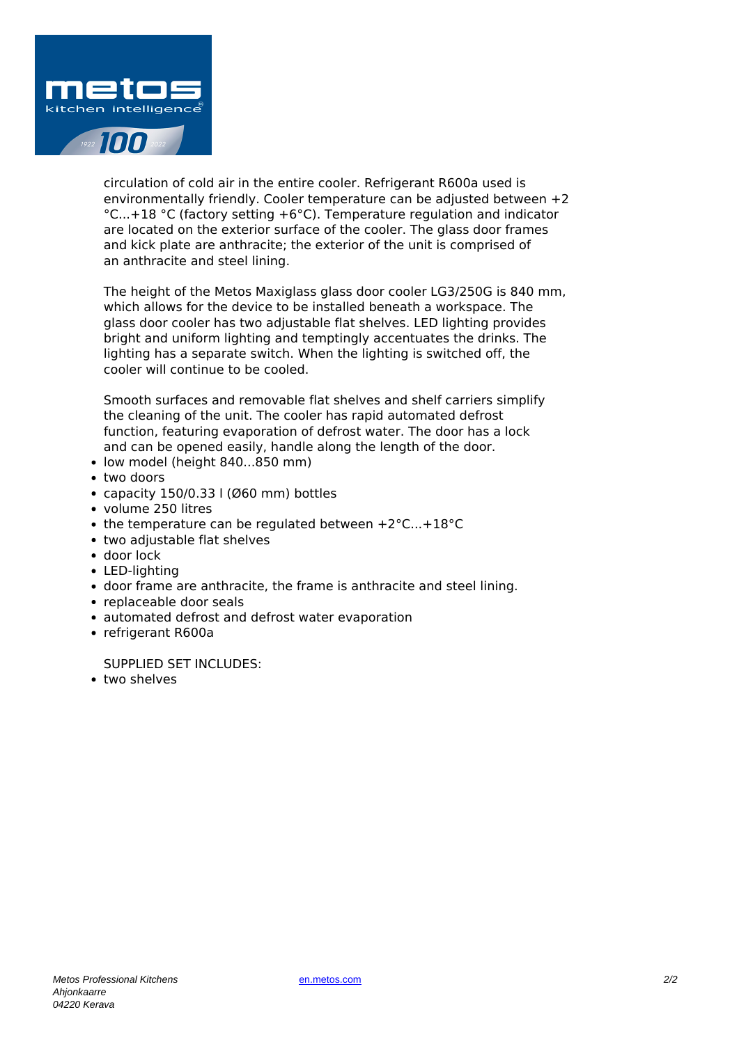circulation of cold air in the entire cooler. Refrigerant R600a used is environmentally friendly. Cooler temperature can be adjusted between +2 °C...+18 °C (factory setting +6°C). Temperature regulation and indicator are located on the exterior surface of the cooler. The glass door frames and kick plate are anthracite; the exterior of the unit is comprised of an anthracite and steel lining.

The height of the Metos Maxiglass glass door cooler LG3/250G is 840 mm, which allows for the device to be installed beneath a workspace. The glass door cooler has two adjustable flat shelves. LED lighting provides bright and uniform lighting and temptingly accentuates the drinks. The lighting has a separate switch. When the lighting is switched off, the cooler will continue to be cooled.

Smooth surfaces and removable flat shelves and shelf carriers simplify the cleaning of the unit. The cooler has rapid automated defrost function, featuring evaporation of defrost water. The door has a lock and can be opened easily, handle along the length of the door.

- low model (height 840...850 mm)
- two doors
- capacity 150/0.33 l (Ø60 mm) bottles
- volume 250 litres
- the temperature can be regulated between +2°C...+18°C
- two adjustable flat shelves
- door lock
- LED-lighting
- door frame are anthracite, the frame is anthracite and steel lining.
- replaceable door seals
- automated defrost and defrost water evaporation
- refrigerant R600a

SUPPLIED SET INCLUDES:

- two shelves